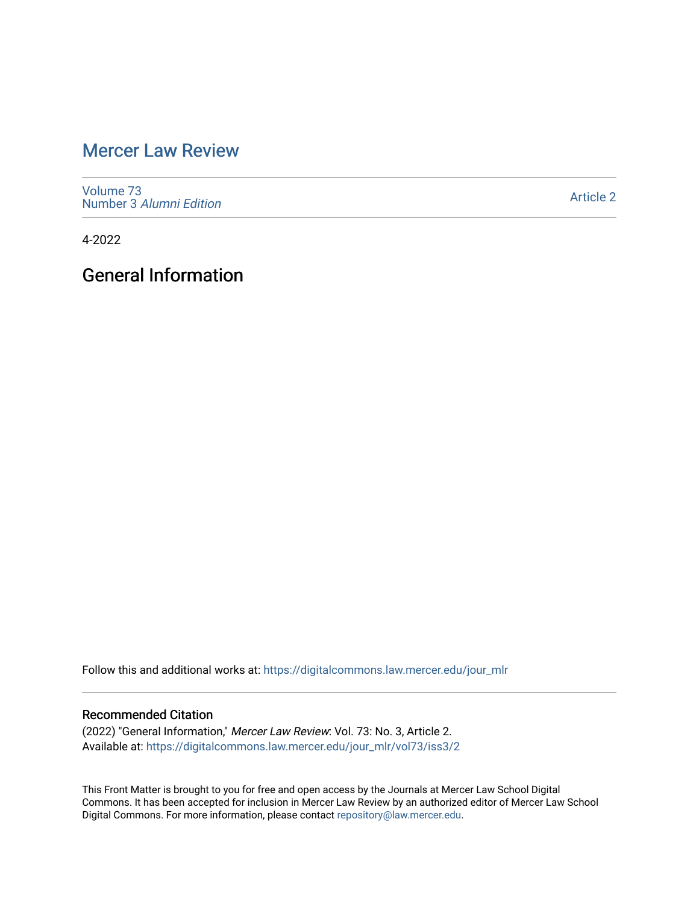# Mercer Law Review

Volume 73
Number 3 *Alumni Edition*

Article 2

4-2022

## General Information

Follow this and additional works at: https://digitalcommons.law.mercer.edu/jour_mlr

### Recommended Citation

(2022) "General Information," *Mercer Law Review*: Vol. 73: No. 3, Article 2.
Available at: https://digitalcommons.law.mercer.edu/jour_mlr/vol73/iss3/2

This Front Matter is brought to you for free and open access by the Journals at Mercer Law School Digital Commons. It has been accepted for inclusion in Mercer Law Review by an authorized editor of Mercer Law School Digital Commons. For more information, please contact repository@law.mercer.edu.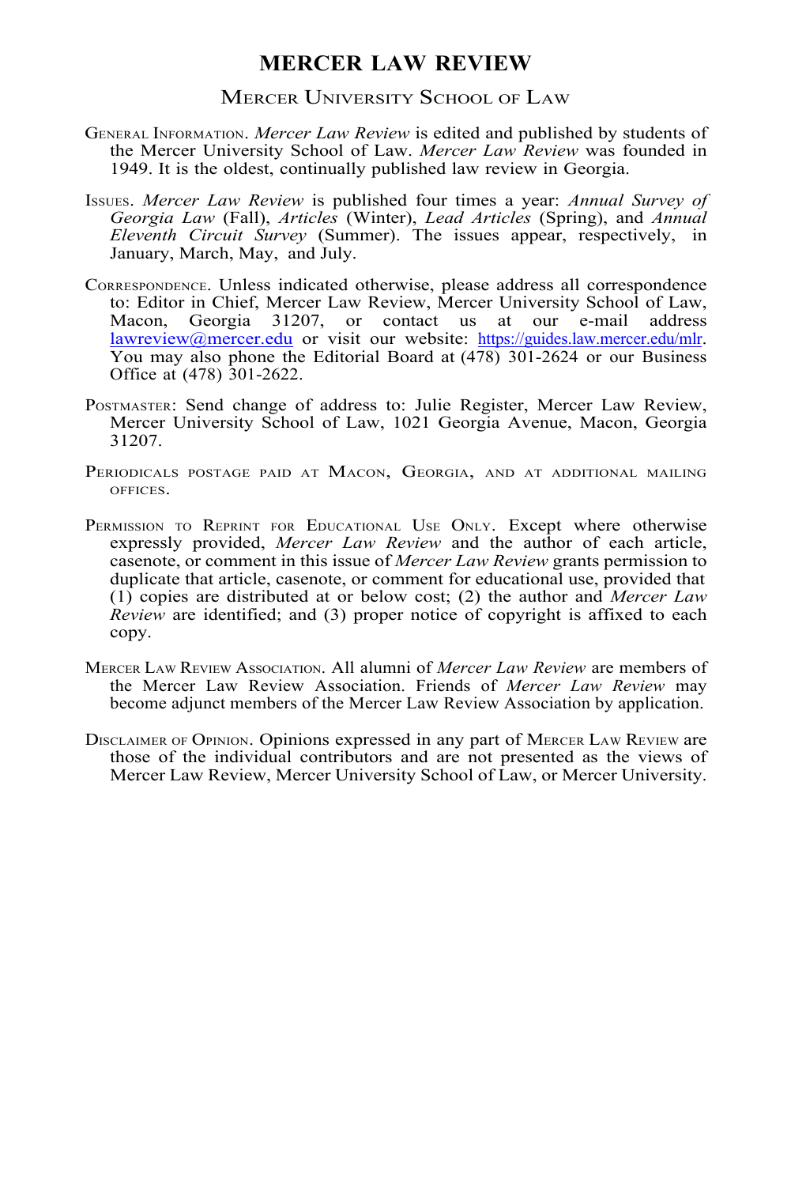# MERCER LAW REVIEW

## MERCER UNIVERSITY SCHOOL OF LAW

GENERAL INFORMATION. *Mercer Law Review* is edited and published by students of the Mercer University School of Law. *Mercer Law Review* was founded in 1949. It is the oldest, continually published law review in Georgia.

ISSUES. *Mercer Law Review* is published four times a year: *Annual Survey of Georgia Law* (Fall), *Articles* (Winter), *Lead Articles* (Spring), and *Annual Eleventh Circuit Survey* (Summer). The issues appear, respectively, in January, March, May, and July.

CORRESPONDENCE. Unless indicated otherwise, please address all correspondence to: Editor in Chief, Mercer Law Review, Mercer University School of Law, Macon, Georgia 31207, or contact us at our e-mail address lawreview@mercer.edu or visit our website: https://guides.law.mercer.edu/mlr. You may also phone the Editorial Board at (478) 301-2624 or our Business Office at (478) 301-2622.

POSTMASTER: Send change of address to: Julie Register, Mercer Law Review, Mercer University School of Law, 1021 Georgia Avenue, Macon, Georgia 31207.

PERIODICALS POSTAGE PAID AT MACON, GEORGIA, AND AT ADDITIONAL MAILING OFFICES.

PERMISSION TO REPRINT FOR EDUCATIONAL USE ONLY. Except where otherwise expressly provided, *Mercer Law Review* and the author of each article, casenote, or comment in this issue of *Mercer Law Review* grants permission to duplicate that article, casenote, or comment for educational use, provided that (1) copies are distributed at or below cost; (2) the author and *Mercer Law Review* are identified; and (3) proper notice of copyright is affixed to each copy.

MERCER LAW REVIEW ASSOCIATION. All alumni of *Mercer Law Review* are members of the Mercer Law Review Association. Friends of *Mercer Law Review* may become adjunct members of the Mercer Law Review Association by application.

DISCLAIMER OF OPINION. Opinions expressed in any part of MERCER LAW REVIEW are those of the individual contributors and are not presented as the views of Mercer Law Review, Mercer University School of Law, or Mercer University.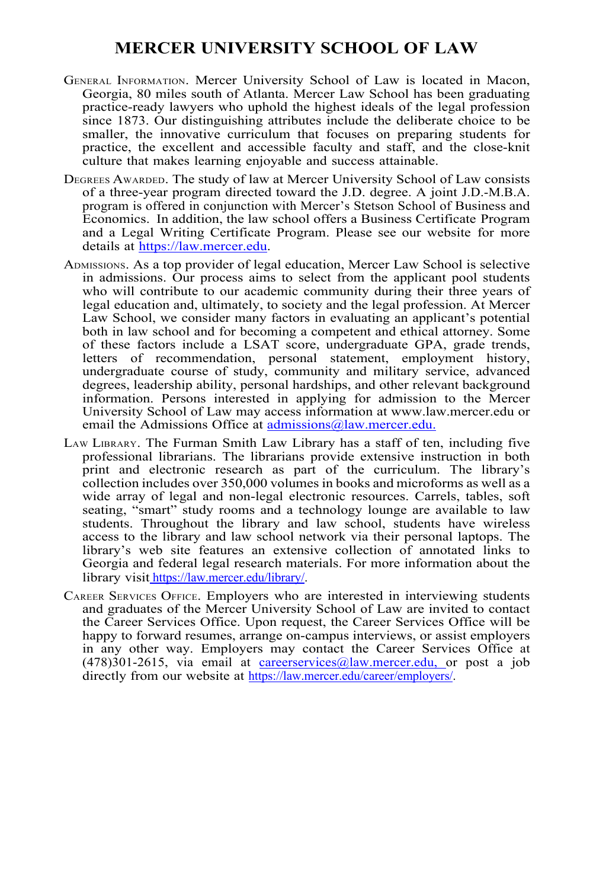# MERCER UNIVERSITY SCHOOL OF LAW

General Information. Mercer University School of Law is located in Macon, Georgia, 80 miles south of Atlanta. Mercer Law School has been graduating practice-ready lawyers who uphold the highest ideals of the legal profession since 1873. Our distinguishing attributes include the deliberate choice to be smaller, the innovative curriculum that focuses on preparing students for practice, the excellent and accessible faculty and staff, and the close-knit culture that makes learning enjoyable and success attainable.

Degrees Awarded. The study of law at Mercer University School of Law consists of a three-year program directed toward the J.D. degree. A joint J.D.-M.B.A. program is offered in conjunction with Mercer's Stetson School of Business and Economics. In addition, the law school offers a Business Certificate Program and a Legal Writing Certificate Program. Please see our website for more details at https://law.mercer.edu.

Admissions. As a top provider of legal education, Mercer Law School is selective in admissions. Our process aims to select from the applicant pool students who will contribute to our academic community during their three years of legal education and, ultimately, to society and the legal profession. At Mercer Law School, we consider many factors in evaluating an applicant's potential both in law school and for becoming a competent and ethical attorney. Some of these factors include a LSAT score, undergraduate GPA, grade trends, letters of recommendation, personal statement, employment history, undergraduate course of study, community and military service, advanced degrees, leadership ability, personal hardships, and other relevant background information. Persons interested in applying for admission to the Mercer University School of Law may access information at www.law.mercer.edu or email the Admissions Office at admissions@law.mercer.edu.

Law Library. The Furman Smith Law Library has a staff of ten, including five professional librarians. The librarians provide extensive instruction in both print and electronic research as part of the curriculum. The library's collection includes over 350,000 volumes in books and microforms as well as a wide array of legal and non-legal electronic resources. Carrels, tables, soft seating, "smart" study rooms and a technology lounge are available to law students. Throughout the library and law school, students have wireless access to the library and law school network via their personal laptops. The library's web site features an extensive collection of annotated links to Georgia and federal legal research materials. For more information about the library visit https://law.mercer.edu/library/.

Career Services Office. Employers who are interested in interviewing students and graduates of the Mercer University School of Law are invited to contact the Career Services Office. Upon request, the Career Services Office will be happy to forward resumes, arrange on-campus interviews, or assist employers in any other way. Employers may contact the Career Services Office at (478)301-2615, via email at careerservices@law.mercer.edu, or post a job directly from our website at https://law.mercer.edu/career/employers/.